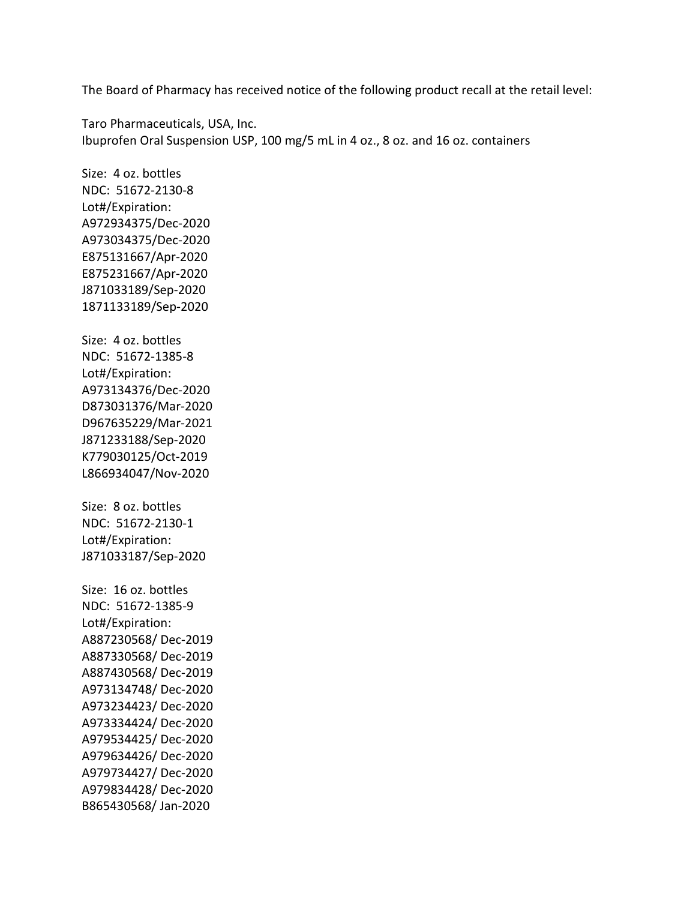The Board of Pharmacy has received notice of the following product recall at the retail level:

Taro Pharmaceuticals, USA, Inc.
Ibuprofen Oral Suspension USP, 100 mg/5 mL in 4 oz., 8 oz. and 16 oz. containers

Size: 4 oz. bottles
NDC: 51672-2130-8
Lot#/Expiration:
A972934375/Dec-2020
A973034375/Dec-2020
E875131667/Apr-2020
E875231667/Apr-2020
J871033189/Sep-2020
1871133189/Sep-2020

Size: 4 oz. bottles
NDC: 51672-1385-8
Lot#/Expiration:
A973134376/Dec-2020
D873031376/Mar-2020
D967635229/Mar-2021
J871233188/Sep-2020
K779030125/Oct-2019
L866934047/Nov-2020

Size: 8 oz. bottles
NDC: 51672-2130-1
Lot#/Expiration:
J871033187/Sep-2020

Size: 16 oz. bottles
NDC: 51672-1385-9
Lot#/Expiration:
A887230568/ Dec-2019
A887330568/ Dec-2019
A887430568/ Dec-2019
A973134748/ Dec-2020
A973234423/ Dec-2020
A973334424/ Dec-2020
A979534425/ Dec-2020
A979634426/ Dec-2020
A979734427/ Dec-2020
A979834428/ Dec-2020
B865430568/ Jan-2020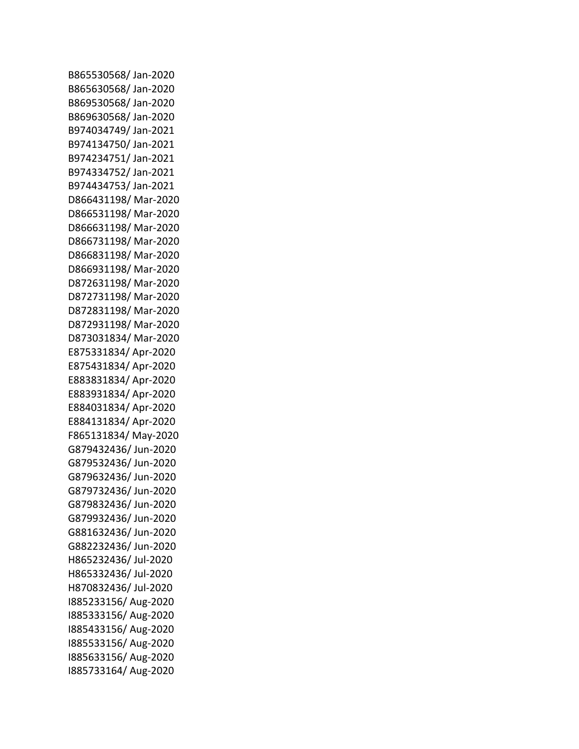B865530568/ Jan-2020
B865630568/ Jan-2020
B869530568/ Jan-2020
B869630568/ Jan-2020
B974034749/ Jan-2021
B974134750/ Jan-2021
B974234751/ Jan-2021
B974334752/ Jan-2021
B974434753/ Jan-2021
D866431198/ Mar-2020
D866531198/ Mar-2020
D866631198/ Mar-2020
D866731198/ Mar-2020
D866831198/ Mar-2020
D866931198/ Mar-2020
D872631198/ Mar-2020
D872731198/ Mar-2020
D872831198/ Mar-2020
D872931198/ Mar-2020
D873031834/ Mar-2020
E875331834/ Apr-2020
E875431834/ Apr-2020
E883831834/ Apr-2020
E883931834/ Apr-2020
E884031834/ Apr-2020
E884131834/ Apr-2020
F865131834/ May-2020
G879432436/ Jun-2020
G879532436/ Jun-2020
G879632436/ Jun-2020
G879732436/ Jun-2020
G879832436/ Jun-2020
G879932436/ Jun-2020
G881632436/ Jun-2020
G882232436/ Jun-2020
H865232436/ Jul-2020
H865332436/ Jul-2020
H870832436/ Jul-2020
I885233156/ Aug-2020
I885333156/ Aug-2020
I885433156/ Aug-2020
I885533156/ Aug-2020
I885633156/ Aug-2020
I885733164/ Aug-2020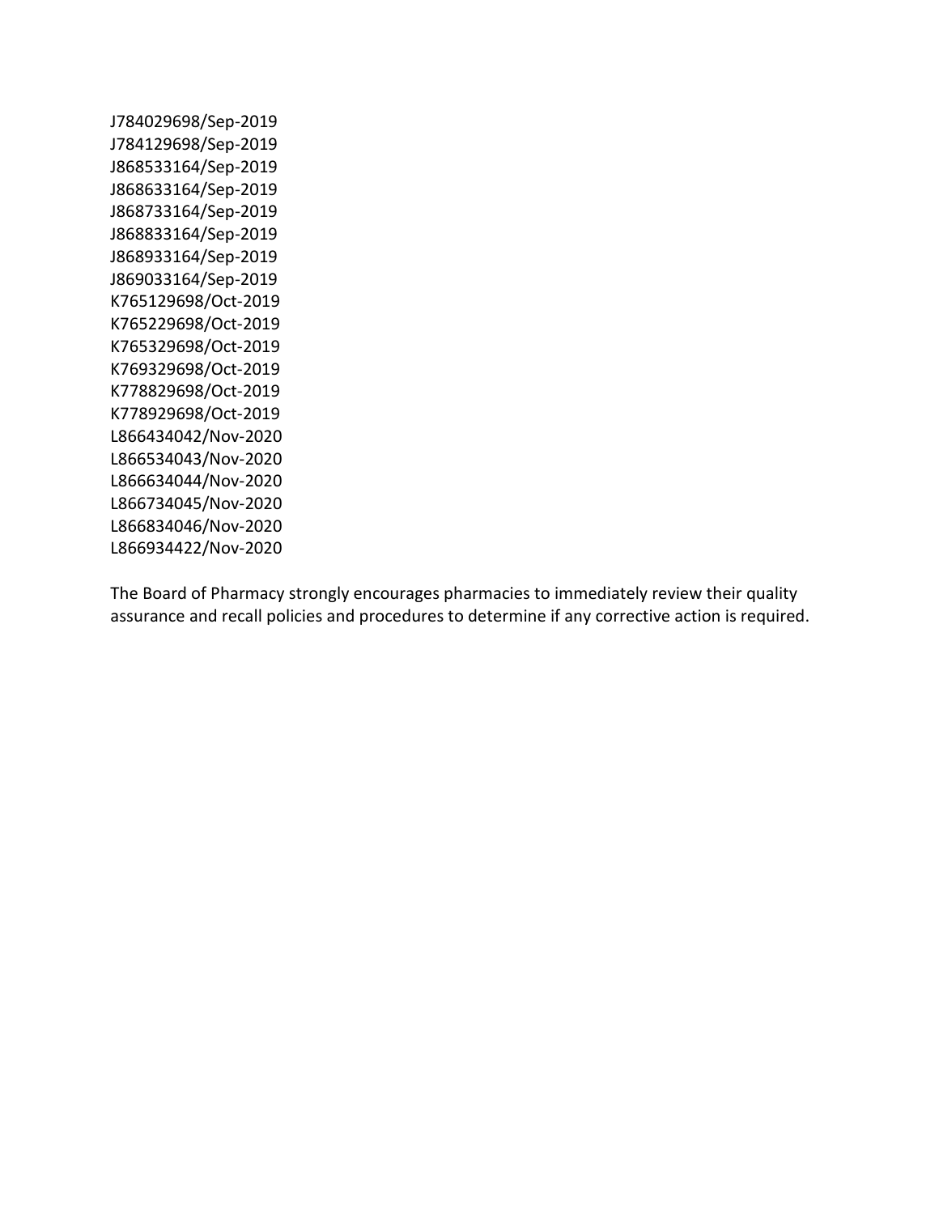J784029698/Sep-2019
J784129698/Sep-2019
J868533164/Sep-2019
J868633164/Sep-2019
J868733164/Sep-2019
J868833164/Sep-2019
J868933164/Sep-2019
J869033164/Sep-2019
K765129698/Oct-2019
K765229698/Oct-2019
K765329698/Oct-2019
K769329698/Oct-2019
K778829698/Oct-2019
K778929698/Oct-2019
L866434042/Nov-2020
L866534043/Nov-2020
L866634044/Nov-2020
L866734045/Nov-2020
L866834046/Nov-2020
L866934422/Nov-2020

The Board of Pharmacy strongly encourages pharmacies to immediately review their quality assurance and recall policies and procedures to determine if any corrective action is required.